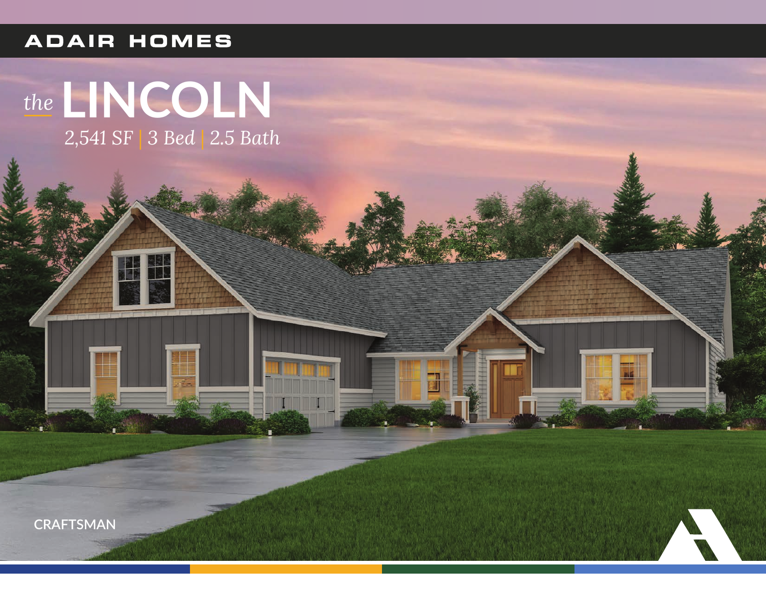ADAIR HOMES

# *the* LINCOLN

*2,541 SF | 3 Bed | 2.5 Bath*

CRAFTSMAN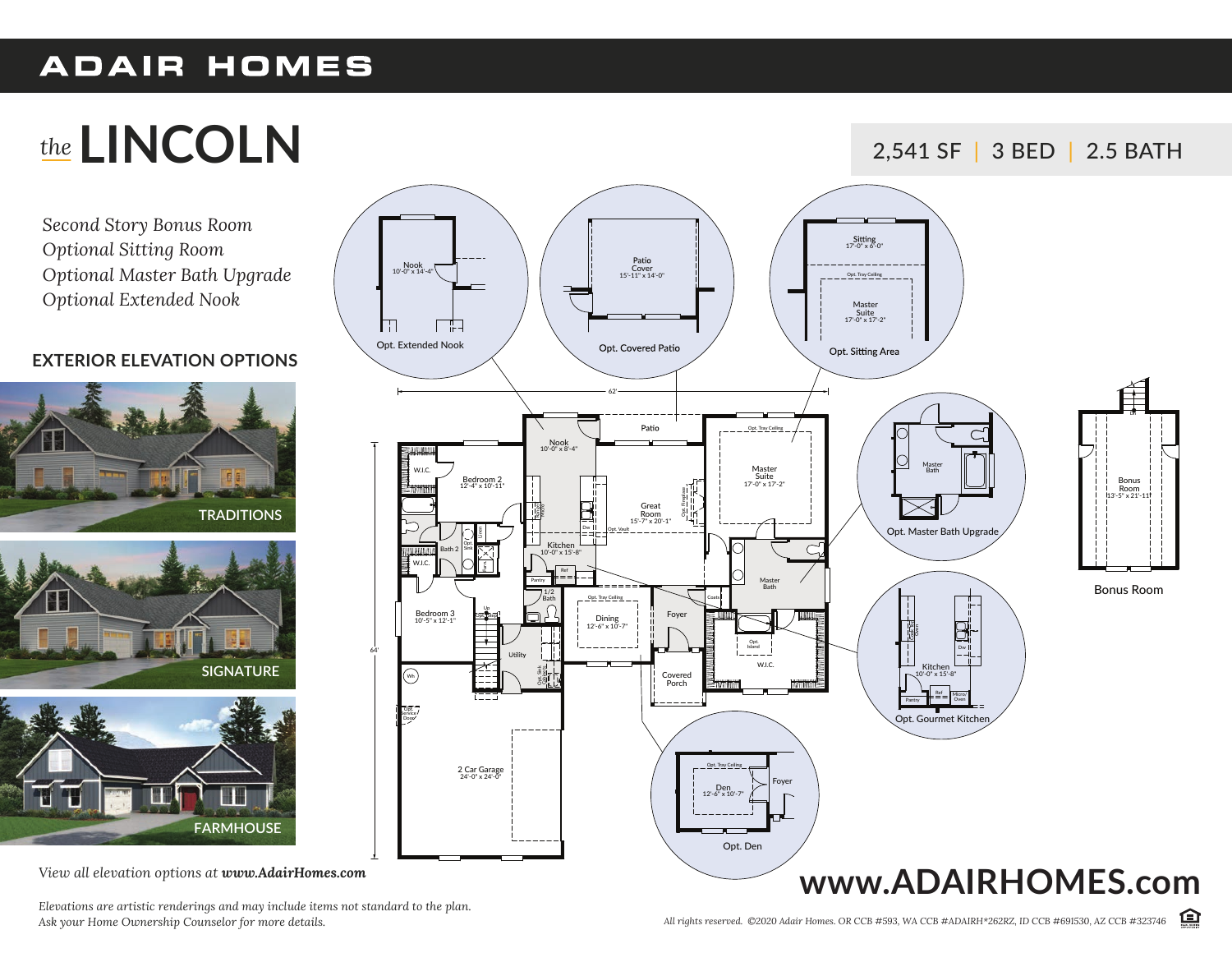# ADAIR HOMES

# *the* LINCOLN

2,541 SF | 3 BED | 2.5 BATH

*Second Story Bonus Room*
*Optional Sitting Room*
*Optional Master Bath Upgrade*
*Optional Extended Nook*

## EXTERIOR ELEVATION OPTIONS

TRADITIONS

SIGNATURE

FARMHOUSE

*View all elevation options at **www.AdairHomes.com***

Opt. Extended Nook

Nook
10'-0" x 14'-4"

Opt. Covered Patio

Patio Cover
15'-11" x 14'-0"

Opt. Sitting Area

Sitting
17'-0" x 6'-0"

Opt. Tray Ceiling

Master Suite
17'-0" x 17'-2"

62'

64'

Patio

Nook
10'-0" x 8'-4"

W.I.C.

Bedroom 2
12'-4" x 10'-11"

Great Room
15'-7" x 20'-1"

Opt. Fireplace

Opt. Vault

Kitchen
10'-0" x 15'-8"

Bath 2

Linen

W.I.C.

Pantry

Ref

1/2 Bath

Opt. Tray Ceiling

Master Suite
17'-0" x 17'-2"

Master Bath

Coats

Bedroom 3
10'-5" x 12'-1"

Up

Utility

Dining
12'-6" x 10'-7"

Opt. Tray Ceiling

Foyer

Opt. Island

W.I.C.

Covered Porch

Wh

Opt. Service Door

2 Car Garage
24'-0" x 24'-0"

Opt. Master Bath Upgrade

Master Bath

Bonus Room
13'-5" x 21'-11"

Bonus Room

Opt. Gourmet Kitchen

Kitchen
10'-0" x 15'-8"

Pantry

Ref

Micro/Oven

Dw

Opt. Den

Opt. Tray Ceiling

Den
12'-6" x 10'-7"

Foyer

# www.ADAIRHOMES.com

*Elevations are artistic renderings and may include items not standard to the plan.*
*Ask your Home Ownership Counselor for more details.*

*All rights reserved. ©2020 Adair Homes. OR CCB #593, WA CCB #ADAIRH*262RZ, ID CCB #691530, AZ CCB #323746*